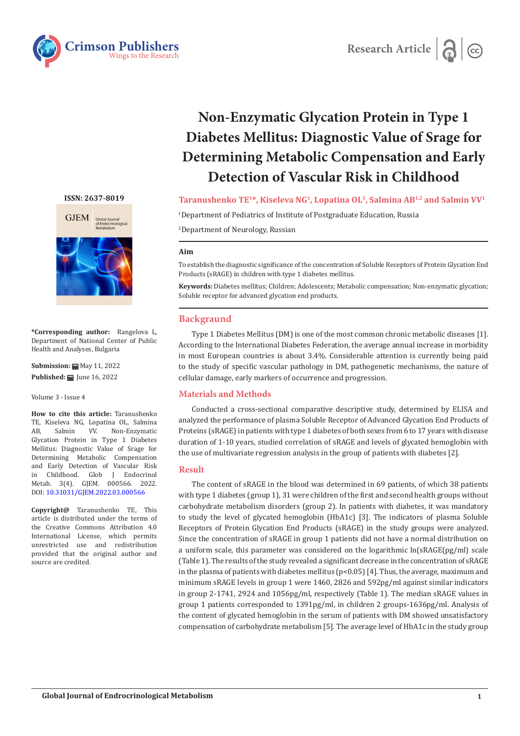Research Article

# Non-Enzymatic Glycation Protein in Type 1 Diabetes Mellitus: Diagnostic Value of Srage for Determining Metabolic Compensation and Early Detection of Vascular Risk in Childhood

**Taranushenko TE[1]*, Kiseleva NG[1], Lopatina OL[1], Salmina AB[1,2] and Salmin VV[1]**

[1]Department of Pediatrics of Institute of Postgraduate Education, Russia

[2]Department of Neurology, Russian

ISSN: 2637-8019

**\*Corresponding author:** Rangelova L, Department of National Center of Public Health and Analyses, Bulgaria

**Submission:** May 11, 2022

**Published:** June 16, 2022

Volume 3 - Issue 4

**How to cite this article:** Taranushenko TE, Kiseleva NG, Lopatina OL, Salmina AB, Salmin VV. Non-Enzymatic Glycation Protein in Type 1 Diabetes Mellitus: Diagnostic Value of Srage for Determining Metabolic Compensation and Early Detection of Vascular Risk in Childhood. Glob J Endocrinol Metab. 3(4). GJEM. 000566. 2022. DOI: 10.31031/GJEM.2022.03.000566

**Copyright@** Taranushenko TE, This article is distributed under the terms of the Creative Commons Attribution 4.0 International License, which permits unrestricted use and redistribution provided that the original author and source are credited.

### Aim

To establish the diagnostic significance of the concentration of Soluble Receptors of Protein Glycation End Products (sRAGE) in children with type 1 diabetes mellitus.

**Keywords:** Diabetes mellitus; Children; Adolescents; Metabolic compensation; Non-enzymatic glycation; Soluble receptor for advanced glycation end products.

## Backgraund

Type 1 Diabetes Mellitus (DM) is one of the most common chronic metabolic diseases [1]. According to the International Diabetes Federation, the average annual increase in morbidity in most European countries is about 3.4%. Considerable attention is currently being paid to the study of specific vascular pathology in DM, pathogenetic mechanisms, the nature of cellular damage, early markers of occurrence and progression.

## Materials and Methods

Conducted a cross-sectional comparative descriptive study, determined by ELISA and analyzed the performance of plasma Soluble Receptor of Advanced Glycation End Products of Proteins (sRAGE) in patients with type 1 diabetes of both sexes from 6 to 17 years with disease duration of 1-10 years, studied correlation of sRAGE and levels of glycated hemoglobin with the use of multivariate regression analysis in the group of patients with diabetes [2].

## Result

The content of sRAGE in the blood was determined in 69 patients, of which 38 patients with type 1 diabetes (group 1), 31 were children of the first and second health groups without carbohydrate metabolism disorders (group 2). In patients with diabetes, it was mandatory to study the level of glycated hemoglobin (HbA1c) [3]. The indicators of plasma Soluble Receptors of Protein Glycation End Products (sRAGE) in the study groups were analyzed. Since the concentration of sRAGE in group 1 patients did not have a normal distribution on a uniform scale, this parameter was considered on the logarithmic ln(sRAGE(pg/ml) scale (Table 1). The results of the study revealed a significant decrease in the concentration of sRAGE in the plasma of patients with diabetes mellitus ($p<0.05$) [4]. Thus, the average, maximum and minimum sRAGE levels in group 1 were 1460, 2826 and 592pg/ml against similar indicators in group 2-1741, 2924 and 1056pg/ml, respectively (Table 1). The median sRAGE values in group 1 patients corresponded to 1391pg/ml, in children 2 groups-1636pg/ml. Analysis of the content of glycated hemoglobin in the serum of patients with DM showed unsatisfactory compensation of carbohydrate metabolism [5]. The average level of HbA1c in the study group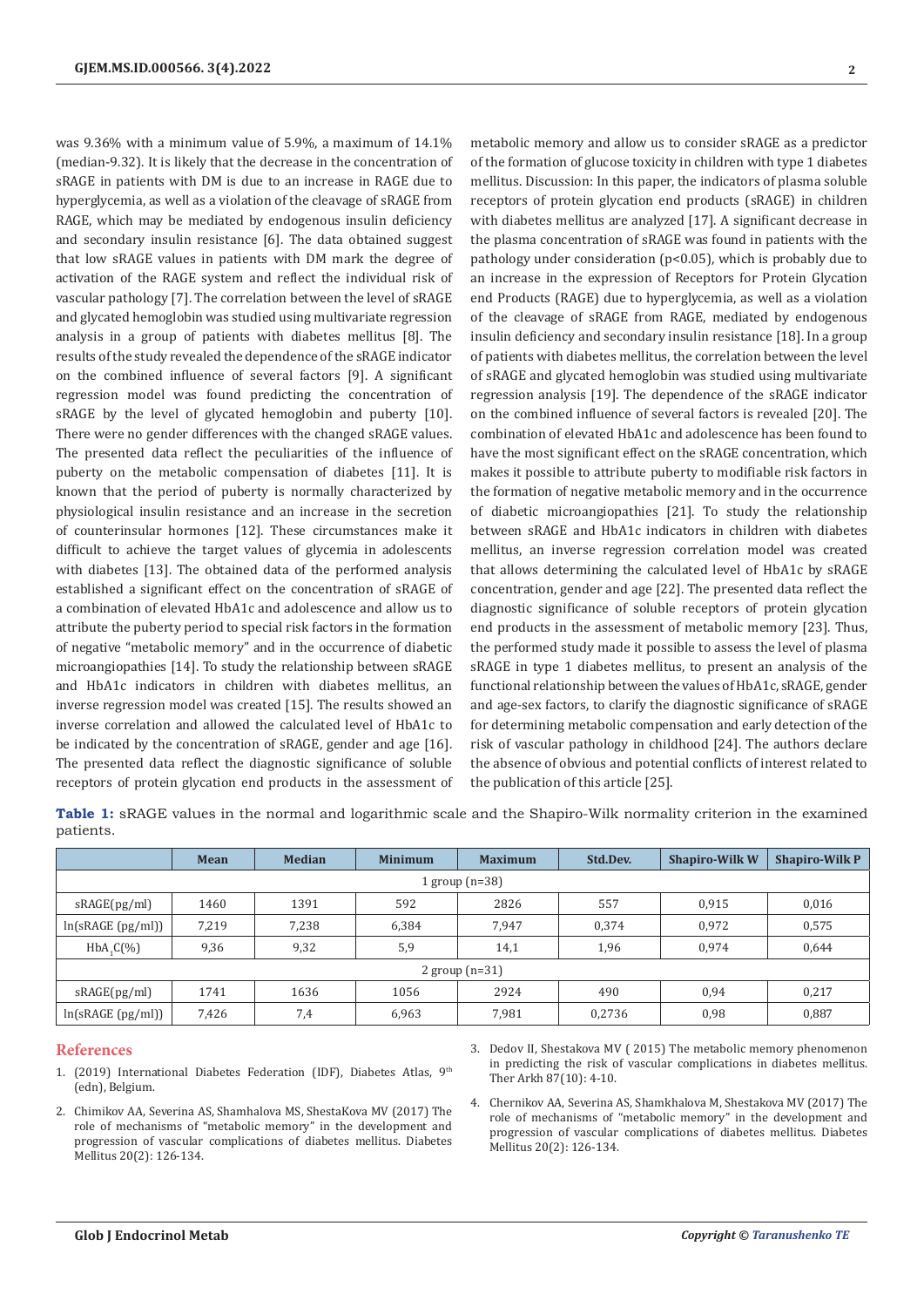was 9.36% with a minimum value of 5.9%, a maximum of 14.1% (median-9.32). It is likely that the decrease in the concentration of sRAGE in patients with DM is due to an increase in RAGE due to hyperglycemia, as well as a violation of the cleavage of sRAGE from RAGE, which may be mediated by endogenous insulin deficiency and secondary insulin resistance [6]. The data obtained suggest that low sRAGE values in patients with DM mark the degree of activation of the RAGE system and reflect the individual risk of vascular pathology [7]. The correlation between the level of sRAGE and glycated hemoglobin was studied using multivariate regression analysis in a group of patients with diabetes mellitus [8]. The results of the study revealed the dependence of the sRAGE indicator on the combined influence of several factors [9]. A significant regression model was found predicting the concentration of sRAGE by the level of glycated hemoglobin and puberty [10]. There were no gender differences with the changed sRAGE values. The presented data reflect the peculiarities of the influence of puberty on the metabolic compensation of diabetes [11]. It is known that the period of puberty is normally characterized by physiological insulin resistance and an increase in the secretion of counterinsular hormones [12]. These circumstances make it difficult to achieve the target values of glycemia in adolescents with diabetes [13]. The obtained data of the performed analysis established a significant effect on the concentration of sRAGE of a combination of elevated HbA1c and adolescence and allow us to attribute the puberty period to special risk factors in the formation of negative "metabolic memory" and in the occurrence of diabetic microangiopathies [14]. To study the relationship between sRAGE and HbA1c indicators in children with diabetes mellitus, an inverse regression model was created [15]. The results showed an inverse correlation and allowed the calculated level of HbA1c to be indicated by the concentration of sRAGE, gender and age [16]. The presented data reflect the diagnostic significance of soluble receptors of protein glycation end products in the assessment of metabolic memory and allow us to consider sRAGE as a predictor of the formation of glucose toxicity in children with type 1 diabetes mellitus. Discussion: In this paper, the indicators of plasma soluble receptors of protein glycation end products (sRAGE) in children with diabetes mellitus are analyzed [17]. A significant decrease in the plasma concentration of sRAGE was found in patients with the pathology under consideration ($p<0.05$), which is probably due to an increase in the expression of Receptors for Protein Glycation end Products (RAGE) due to hyperglycemia, as well as a violation of the cleavage of sRAGE from RAGE, mediated by endogenous insulin deficiency and secondary insulin resistance [18]. In a group of patients with diabetes mellitus, the correlation between the level of sRAGE and glycated hemoglobin was studied using multivariate regression analysis [19]. The dependence of the sRAGE indicator on the combined influence of several factors is revealed [20]. The combination of elevated HbA1c and adolescence has been found to have the most significant effect on the sRAGE concentration, which makes it possible to attribute puberty to modifiable risk factors in the formation of negative metabolic memory and in the occurrence of diabetic microangiopathies [21]. To study the relationship between sRAGE and HbA1c indicators in children with diabetes mellitus, an inverse regression correlation model was created that allows determining the calculated level of HbA1c by sRAGE concentration, gender and age [22]. The presented data reflect the diagnostic significance of soluble receptors of protein glycation end products in the assessment of metabolic memory [23]. Thus, the performed study made it possible to assess the level of plasma sRAGE in type 1 diabetes mellitus, to present an analysis of the functional relationship between the values of HbA1c, sRAGE, gender and age-sex factors, to clarify the diagnostic significance of sRAGE for determining metabolic compensation and early detection of the risk of vascular pathology in childhood [24]. The authors declare the absence of obvious and potential conflicts of interest related to the publication of this article [25].

**Table 1:** sRAGE values in the normal and logarithmic scale and the Shapiro-Wilk normality criterion in the examined patients.

| | Mean | Median | Minimum | Maximum | Std.Dev. | Shapiro-Wilk W | Shapiro-Wilk P |
|---|---|---|---|---|---|---|---|
| 1 group (n=38) | | | | | | | |
| sRAGE(pg/ml) | 1460 | 1391 | 592 | 2826 | 557 | 0,915 | 0,016 |
| ln(sRAGE (pg/ml)) | 7,219 | 7,238 | 6,384 | 7,947 | 0,374 | 0,972 | 0,575 |
| $HbA_1C$(%) | 9,36 | 9,32 | 5,9 | 14,1 | 1,96 | 0,974 | 0,644 |
| 2 group (n=31) | | | | | | | |
| sRAGE(pg/ml) | 1741 | 1636 | 1056 | 2924 | 490 | 0,94 | 0,217 |
| ln(sRAGE (pg/ml)) | 7,426 | 7,4 | 6,963 | 7,981 | 0,2736 | 0,98 | 0,887 |

## References

1. (2019) International Diabetes Federation (IDF), Diabetes Atlas, 9th (edn), Belgium.
2. Chimikov AA, Severina AS, Shamhalova MS, ShestaKova MV (2017) The role of mechanisms of "metabolic memory" in the development and progression of vascular complications of diabetes mellitus. Diabetes Mellitus 20(2): 126-134.
3. Dedov II, Shestakova MV ( 2015) The metabolic memory phenomenon in predicting the risk of vascular complications in diabetes mellitus. Ther Arkh 87(10): 4-10.
4. Chernikov AA, Severina AS, Shamkhalova M, Shestakova MV (2017) The role of mechanisms of "metabolic memory" in the development and progression of vascular complications of diabetes mellitus. Diabetes Mellitus 20(2): 126-134.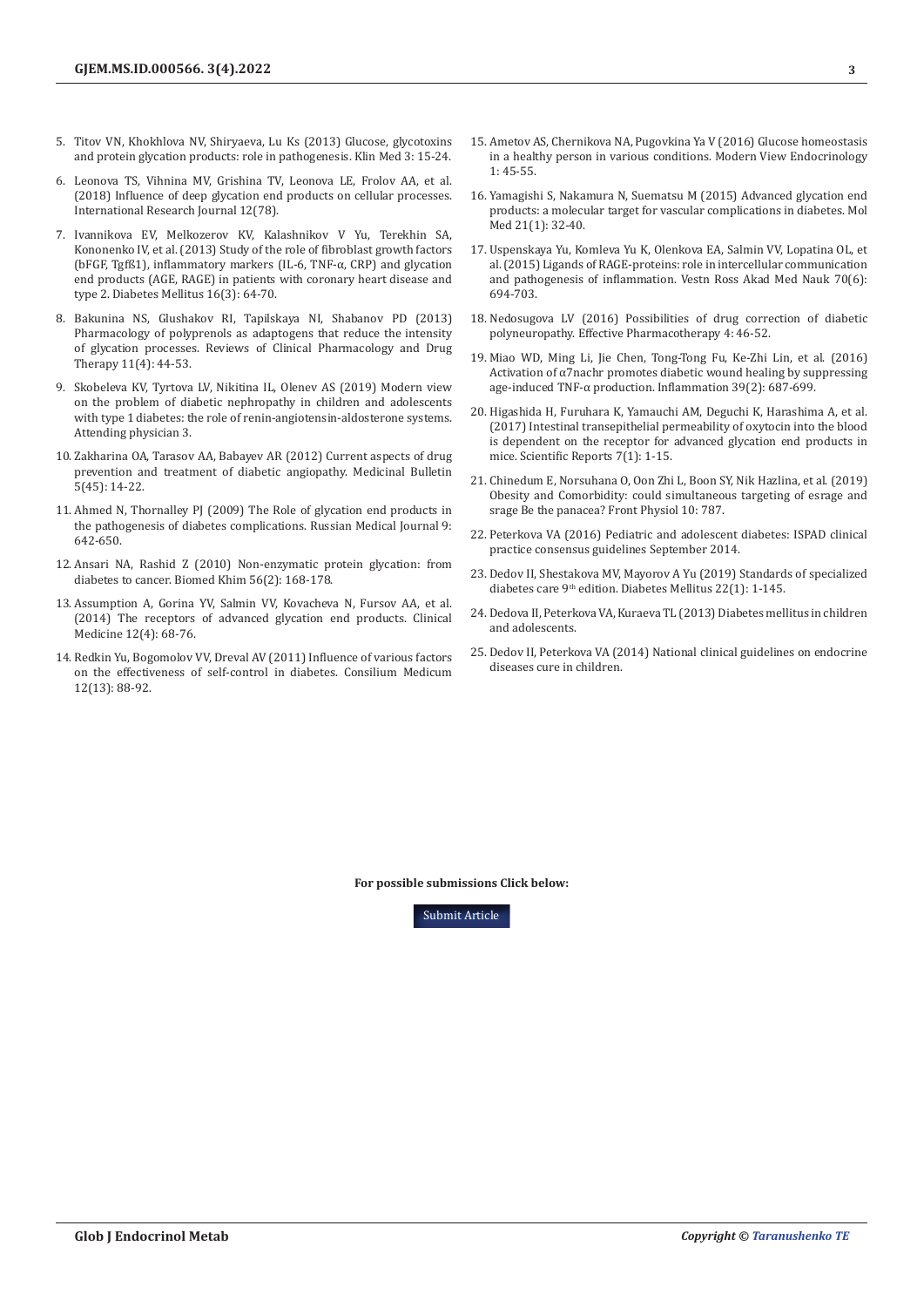5. Titov VN, Khokhlova NV, Shiryaeva, Lu Ks (2013) Glucose, glycotoxins and protein glycation products: role in pathogenesis. Klin Med 3: 15-24.
6. Leonova TS, Vihnina MV, Grishina TV, Leonova LE, Frolov AA, et al. (2018) Influence of deep glycation end products on cellular processes. International Research Journal 12(78).
7. Ivannikova EV, Melkozerov KV, Kalashnikov V Yu, Terekhin SA, Kononenko IV, et al. (2013) Study of the role of fibroblast growth factors (bFGF, Tgfß1), inflammatory markers (IL-6, TNF-α, CRP) and glycation end products (AGE, RAGE) in patients with coronary heart disease and type 2. Diabetes Mellitus 16(3): 64-70.
8. Bakunina NS, Glushakov RI, Tapilskaya NI, Shabanov PD (2013) Pharmacology of polyprenols as adaptogens that reduce the intensity of glycation processes. Reviews of Clinical Pharmacology and Drug Therapy 11(4): 44-53.
9. Skobeleva KV, Tyrtova LV, Nikitina IL, Olenev AS (2019) Modern view on the problem of diabetic nephropathy in children and adolescents with type 1 diabetes: the role of renin-angiotensin-aldosterone systems. Attending physician 3.
10. Zakharina OA, Tarasov AA, Babayev AR (2012) Current aspects of drug prevention and treatment of diabetic angiopathy. Medicinal Bulletin 5(45): 14-22.
11. Ahmed N, Thornalley PJ (2009) The Role of glycation end products in the pathogenesis of diabetes complications. Russian Medical Journal 9: 642-650.
12. Ansari NA, Rashid Z (2010) Non-enzymatic protein glycation: from diabetes to cancer. Biomed Khim 56(2): 168-178.
13. Assumption A, Gorina YV, Salmin VV, Kovacheva N, Fursov AA, et al. (2014) The receptors of advanced glycation end products. Clinical Medicine 12(4): 68-76.
14. Redkin Yu, Bogomolov VV, Dreval AV (2011) Influence of various factors on the effectiveness of self-control in diabetes. Consilium Medicum 12(13): 88-92.
15. Ametov AS, Chernikova NA, Pugovkina Ya V (2016) Glucose homeostasis in a healthy person in various conditions. Modern View Endocrinology 1: 45-55.
16. Yamagishi S, Nakamura N, Suematsu M (2015) Advanced glycation end products: a molecular target for vascular complications in diabetes. Mol Med 21(1): 32-40.
17. Uspenskaya Yu, Komleva Yu K, Olenkova EA, Salmin VV, Lopatina OL, et al. (2015) Ligands of RAGE-proteins: role in intercellular communication and pathogenesis of inflammation. Vestn Ross Akad Med Nauk 70(6): 694-703.
18. Nedosugova LV (2016) Possibilities of drug correction of diabetic polyneuropathy. Effective Pharmacotherapy 4: 46-52.
19. Miao WD, Ming Li, Jie Chen, Tong-Tong Fu, Ke-Zhi Lin, et al. (2016) Activation of α7nachr promotes diabetic wound healing by suppressing age-induced TNF-α production. Inflammation 39(2): 687-699.
20. Higashida H, Furuhara K, Yamauchi AM, Deguchi K, Harashima A, et al. (2017) Intestinal transepithelial permeability of oxytocin into the blood is dependent on the receptor for advanced glycation end products in mice. Scientific Reports 7(1): 1-15.
21. Chinedum E, Norsuhana O, Oon Zhi L, Boon SY, Nik Hazlina, et al. (2019) Obesity and Comorbidity: could simultaneous targeting of esrage and srage Be the panacea? Front Physiol 10: 787.
22. Peterkova VA (2016) Pediatric and adolescent diabetes: ISPAD clinical practice consensus guidelines September 2014.
23. Dedov II, Shestakova MV, Mayorov A Yu (2019) Standards of specialized diabetes care 9th edition. Diabetes Mellitus 22(1): 1-145.
24. Dedova II, Peterkova VA, Kuraeva TL (2013) Diabetes mellitus in children and adolescents.
25. Dedov II, Peterkova VA (2014) National clinical guidelines on endocrine diseases cure in children.

**For possible submissions Click below:**

Submit Article